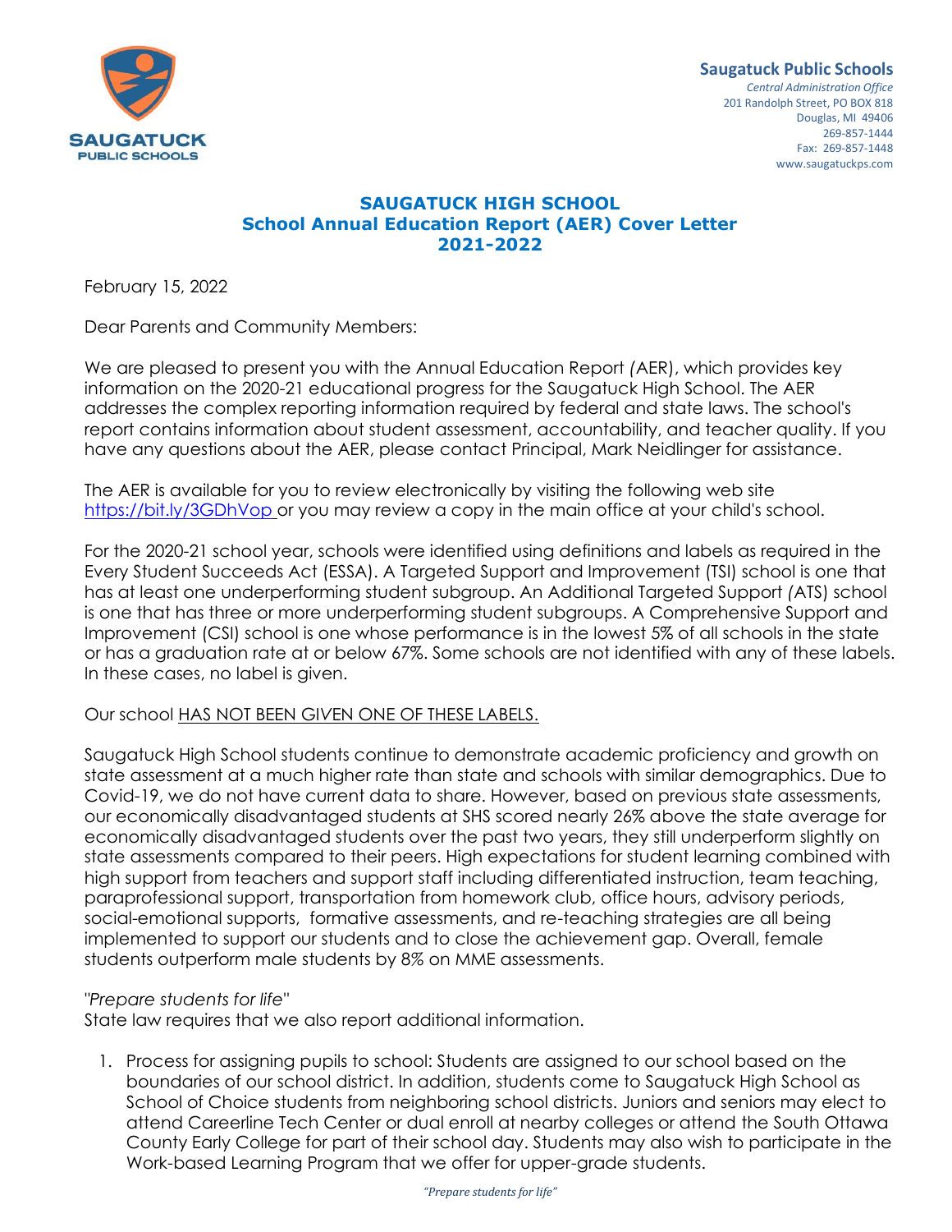**Saugatuck Public Schools**
*Central Administration Office*
201 Randolph Street, PO BOX 818
Douglas, MI 49406
269-857-1444
Fax: 269-857-1448
www.saugatuckps.com

# SAUGATUCK HIGH SCHOOL
## School Annual Education Report (AER) Cover Letter
## 2021-2022

February 15, 2022

Dear Parents and Community Members:

We are pleased to present you with the Annual Education Report (AER), which provides key information on the 2020-21 educational progress for the Saugatuck High School. The AER addresses the complex reporting information required by federal and state laws. The school's report contains information about student assessment, accountability, and teacher quality. If you have any questions about the AER, please contact Principal, Mark Neidlinger for assistance.

The AER is available for you to review electronically by visiting the following web site https://bit.ly/3GDhVop or you may review a copy in the main office at your child's school.

For the 2020-21 school year, schools were identified using definitions and labels as required in the Every Student Succeeds Act (ESSA). A Targeted Support and Improvement (TSI) school is one that has at least one underperforming student subgroup. An Additional Targeted Support (ATS) school is one that has three or more underperforming student subgroups. A Comprehensive Support and Improvement (CSI) school is one whose performance is in the lowest 5% of all schools in the state or has a graduation rate at or below 67%. Some schools are not identified with any of these labels. In these cases, no label is given.

Our school <u>HAS NOT BEEN GIVEN ONE OF THESE LABELS.</u>

Saugatuck High School students continue to demonstrate academic proficiency and growth on state assessment at a much higher rate than state and schools with similar demographics. Due to Covid-19, we do not have current data to share. However, based on previous state assessments, our economically disadvantaged students at SHS scored nearly 26% above the state average for economically disadvantaged students over the past two years, they still underperform slightly on state assessments compared to their peers. High expectations for student learning combined with high support from teachers and support staff including differentiated instruction, team teaching, paraprofessional support, transportation from homework club, office hours, advisory periods, social-emotional supports, formative assessments, and re-teaching strategies are all being implemented to support our students and to close the achievement gap. Overall, female students outperform male students by 8% on MME assessments.

*"Prepare students for life"*
State law requires that we also report additional information.

1. Process for assigning pupils to school: Students are assigned to our school based on the boundaries of our school district. In addition, students come to Saugatuck High School as School of Choice students from neighboring school districts. Juniors and seniors may elect to attend Careerline Tech Center or dual enroll at nearby colleges or attend the South Ottawa County Early College for part of their school day. Students may also wish to participate in the Work-based Learning Program that we offer for upper-grade students.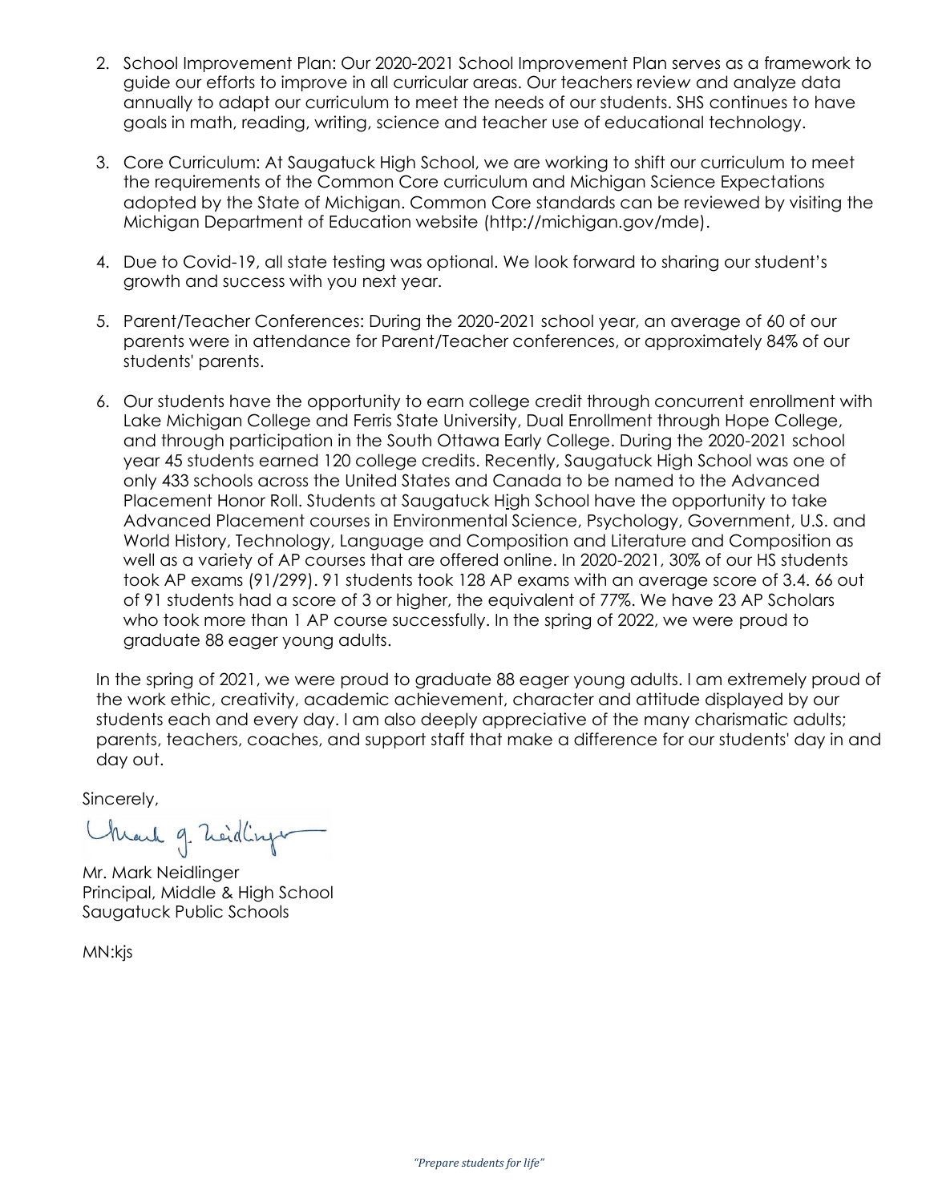2. School Improvement Plan: Our 2020-2021 School Improvement Plan serves as a framework to guide our efforts to improve in all curricular areas. Our teachers review and analyze data annually to adapt our curriculum to meet the needs of our students. SHS continues to have goals in math, reading, writing, science and teacher use of educational technology.

3. Core Curriculum: At Saugatuck High School, we are working to shift our curriculum to meet the requirements of the Common Core curriculum and Michigan Science Expectations adopted by the State of Michigan. Common Core standards can be reviewed by visiting the Michigan Department of Education website (http://michigan.gov/mde).

4. Due to Covid-19, all state testing was optional. We look forward to sharing our student's growth and success with you next year.

5. Parent/Teacher Conferences: During the 2020-2021 school year, an average of 60 of our parents were in attendance for Parent/Teacher conferences, or approximately 84% of our students' parents.

6. Our students have the opportunity to earn college credit through concurrent enrollment with Lake Michigan College and Ferris State University, Dual Enrollment through Hope College, and through participation in the South Ottawa Early College. During the 2020-2021 school year 45 students earned 120 college credits. Recently, Saugatuck High School was one of only 433 schools across the United States and Canada to be named to the Advanced Placement Honor Roll. Students at Saugatuck High School have the opportunity to take Advanced Placement courses in Environmental Science, Psychology, Government, U.S. and World History, Technology, Language and Composition and Literature and Composition as well as a variety of AP courses that are offered online. In 2020-2021, 30% of our HS students took AP exams (91/299). 91 students took 128 AP exams with an average score of 3.4. 66 out of 91 students had a score of 3 or higher, the equivalent of 77%. We have 23 AP Scholars who took more than 1 AP course successfully. In the spring of 2022, we were proud to graduate 88 eager young adults.

In the spring of 2021, we were proud to graduate 88 eager young adults. I am extremely proud of the work ethic, creativity, academic achievement, character and attitude displayed by our students each and every day. I am also deeply appreciative of the many charismatic adults; parents, teachers, coaches, and support staff that make a difference for our students' day in and day out.

Sincerely,

Mark g. Neidlinger

Mr. Mark Neidlinger
Principal, Middle & High School
Saugatuck Public Schools

MN:kjs

*"Prepare students for life"*